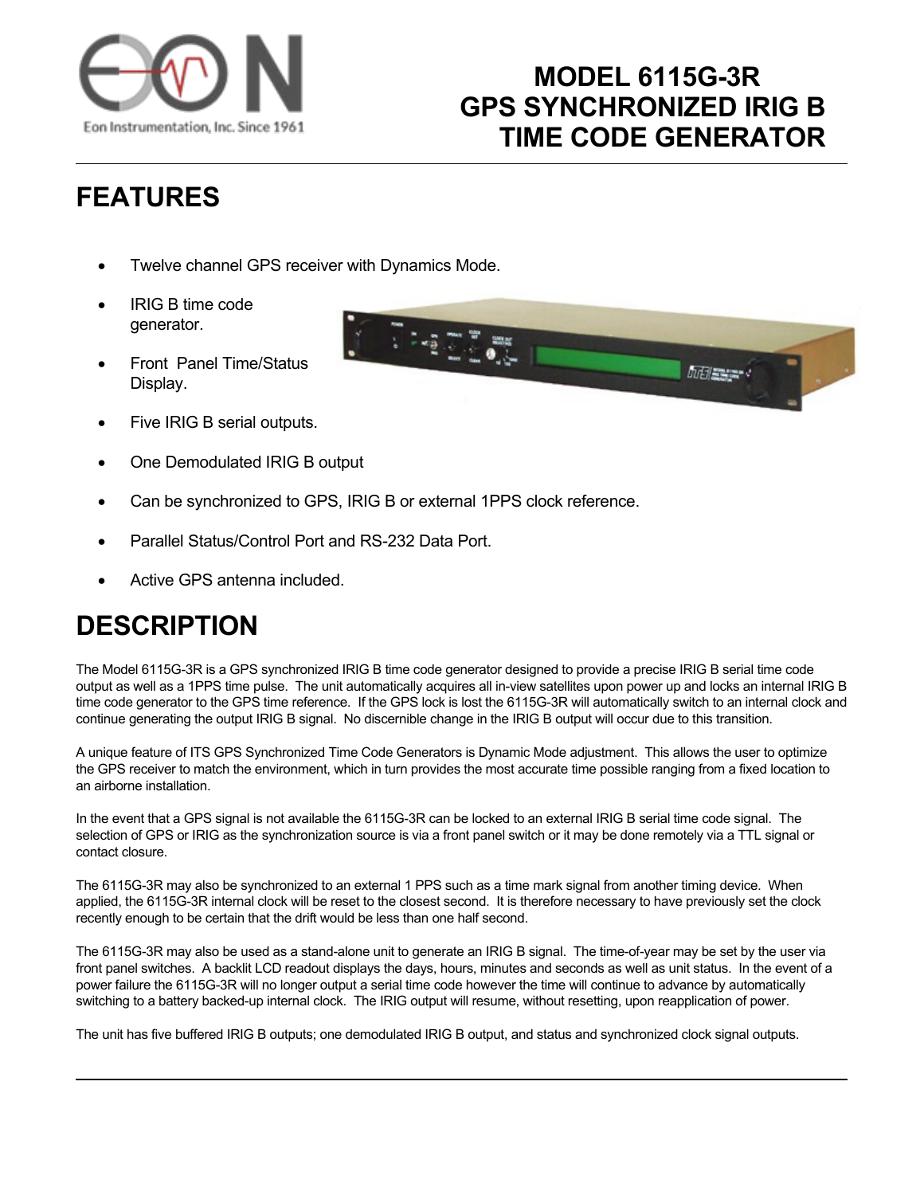# MODEL 6115G-3R GPS SYNCHRONIZED IRIG B TIME CODE GENERATOR

## FEATURES

- Twelve channel GPS receiver with Dynamics Mode.
- IRIG B time code generator.
- Front Panel Time/Status Display.
- Five IRIG B serial outputs.
- One Demodulated IRIG B output
- Can be synchronized to GPS, IRIG B or external 1PPS clock reference.
- Parallel Status/Control Port and RS-232 Data Port.
- Active GPS antenna included.

## DESCRIPTION

The Model 6115G-3R is a GPS synchronized IRIG B time code generator designed to provide a precise IRIG B serial time code output as well as a 1PPS time pulse. The unit automatically acquires all in-view satellites upon power up and locks an internal IRIG B time code generator to the GPS time reference. If the GPS lock is lost the 6115G-3R will automatically switch to an internal clock and continue generating the output IRIG B signal. No discernible change in the IRIG B output will occur due to this transition.

A unique feature of ITS GPS Synchronized Time Code Generators is Dynamic Mode adjustment. This allows the user to optimize the GPS receiver to match the environment, which in turn provides the most accurate time possible ranging from a fixed location to an airborne installation.

In the event that a GPS signal is not available the 6115G-3R can be locked to an external IRIG B serial time code signal. The selection of GPS or IRIG as the synchronization source is via a front panel switch or it may be done remotely via a TTL signal or contact closure.

The 6115G-3R may also be synchronized to an external 1 PPS such as a time mark signal from another timing device. When applied, the 6115G-3R internal clock will be reset to the closest second. It is therefore necessary to have previously set the clock recently enough to be certain that the drift would be less than one half second.

The 6115G-3R may also be used as a stand-alone unit to generate an IRIG B signal. The time-of-year may be set by the user via front panel switches. A backlit LCD readout displays the days, hours, minutes and seconds as well as unit status. In the event of a power failure the 6115G-3R will no longer output a serial time code however the time will continue to advance by automatically switching to a battery backed-up internal clock. The IRIG output will resume, without resetting, upon reapplication of power.

The unit has five buffered IRIG B outputs; one demodulated IRIG B output, and status and synchronized clock signal outputs.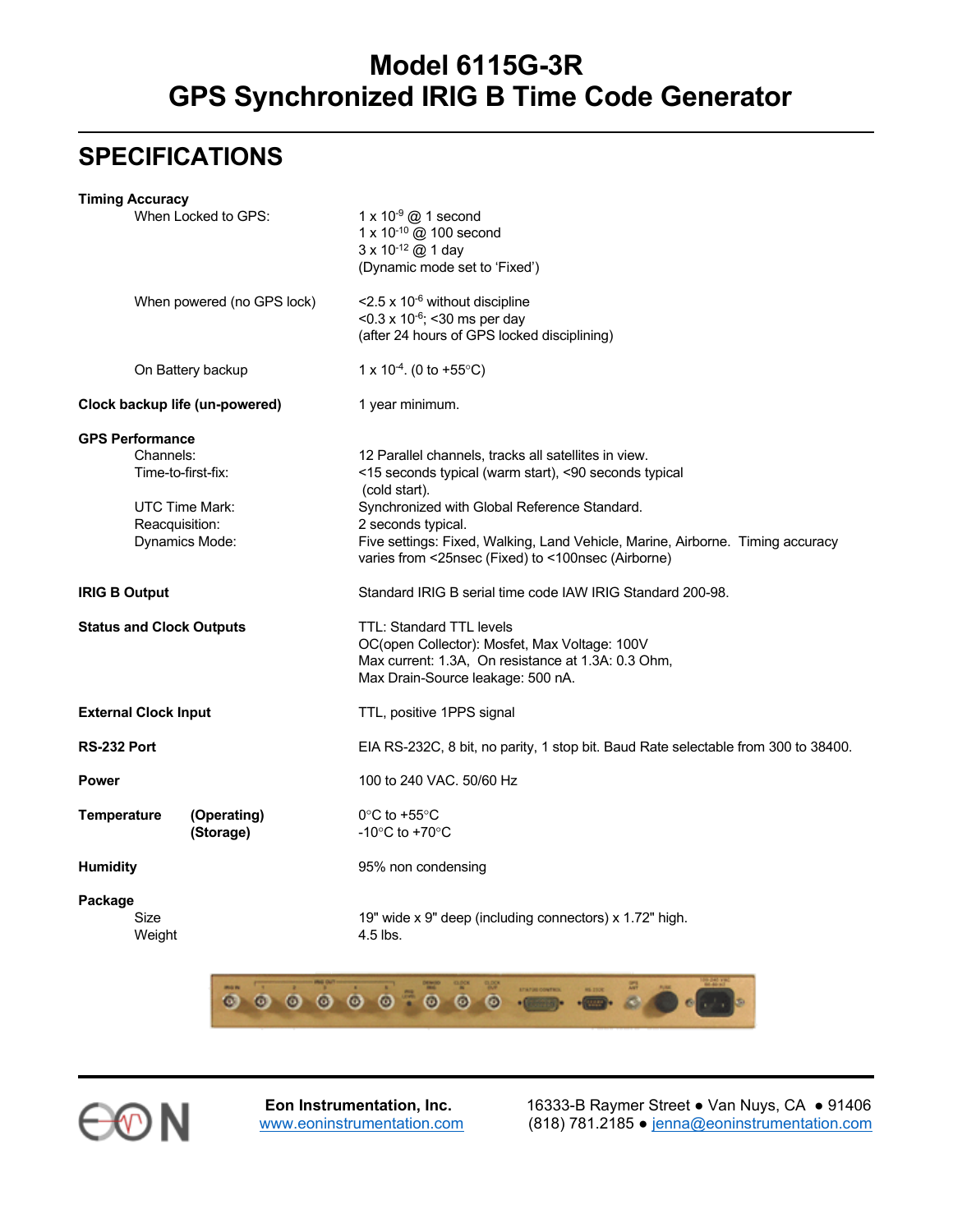# Model 6115G-3R
# GPS Synchronized IRIG B Time Code Generator

## SPECIFICATIONS

| | |
|---|---|
| **Timing Accuracy** | |
| When Locked to GPS: | $1 \times 10^{-9}$ @ 1 second<br>$1 \times 10^{-10}$ @ 100 second<br>$3 \times 10^{-12}$ @ 1 day<br>(Dynamic mode set to 'Fixed') |
| When powered (no GPS lock) | <$2.5 \times 10^{-6}$ without discipline<br><$0.3 \times 10^{-6}$; <30 ms per day<br>(after 24 hours of GPS locked disciplining) |
| On Battery backup | $1 \times 10^{-4}$. (0 to +55°C) |
| **Clock backup life (un-powered)** | 1 year minimum. |
| **GPS Performance** | |
| Channels: | 12 Parallel channels, tracks all satellites in view. |
| Time-to-first-fix: | <15 seconds typical (warm start), <90 seconds typical (cold start). |
| UTC Time Mark: | Synchronized with Global Reference Standard. |
| Reacquisition: | 2 seconds typical. |
| Dynamics Mode: | Five settings: Fixed, Walking, Land Vehicle, Marine, Airborne. Timing accuracy varies from <25nsec (Fixed) to <100nsec (Airborne) |
| **IRIG B Output** | Standard IRIG B serial time code IAW IRIG Standard 200-98. |
| **Status and Clock Outputs** | TTL: Standard TTL levels<br>OC(open Collector): Mosfet, Max Voltage: 100V<br>Max current: 1.3A, On resistance at 1.3A: 0.3 Ohm,<br>Max Drain-Source leakage: 500 nA. |
| **External Clock Input** | TTL, positive 1PPS signal |
| **RS-232 Port** | EIA RS-232C, 8 bit, no parity, 1 stop bit. Baud Rate selectable from 300 to 38400. |
| **Power** | 100 to 240 VAC. 50/60 Hz |
| **Temperature (Operating)** | 0°C to +55°C |
| **(Storage)** | -10°C to +70°C |
| **Humidity** | 95% non condensing |
| **Package** | |
| Size | 19" wide x 9" deep (including connectors) x 1.72" high. |
| Weight | 4.5 lbs. |

**Eon Instrumentation, Inc.**
www.eoninstrumentation.com

16333-B Raymer Street ● Van Nuys, CA ● 91406
(818) 781.2185 ● jenna@eoninstrumentation.com